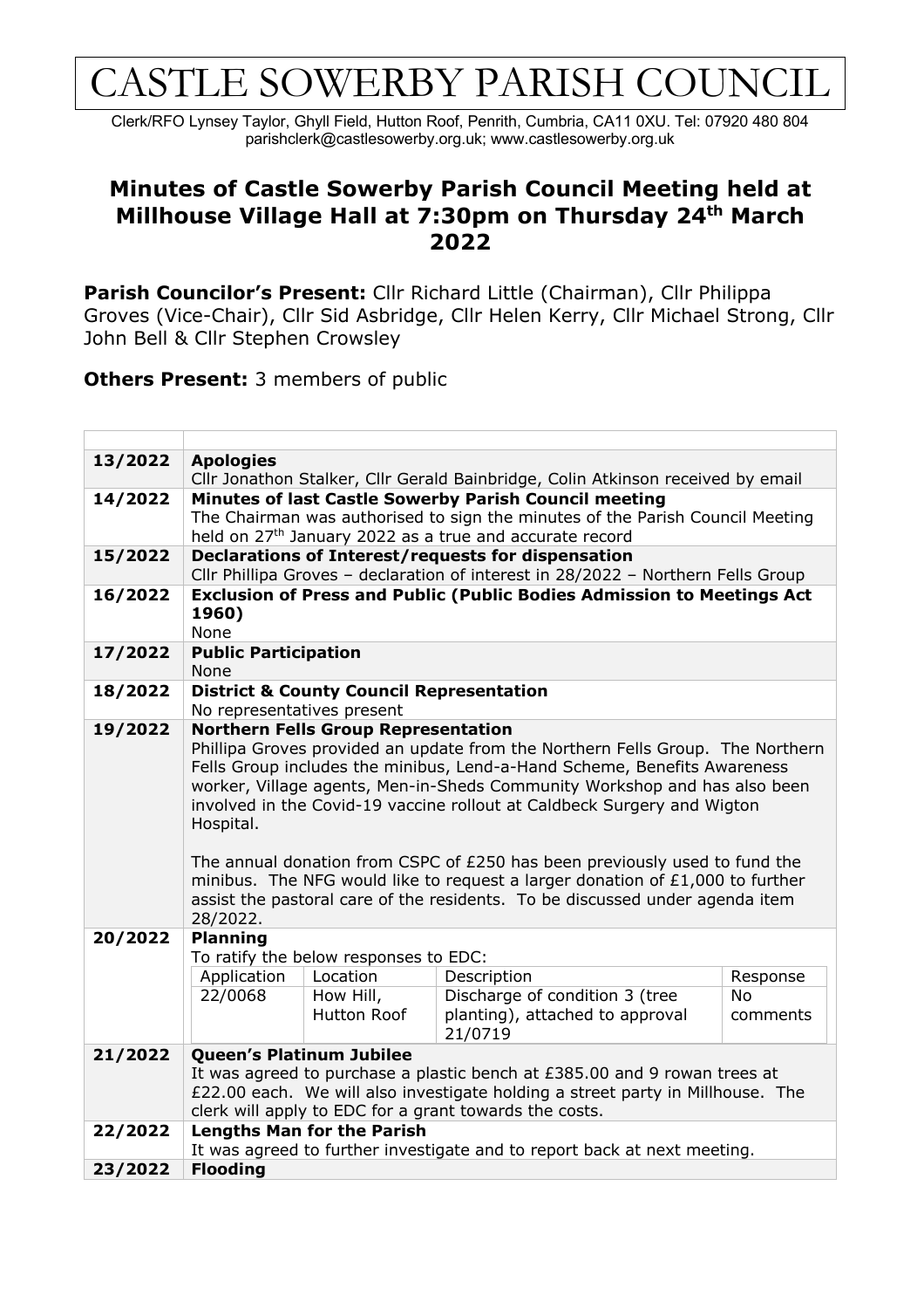# CASTLE SOWERBY PARISH COUNCIL

Clerk/RFO Lynsey Taylor, Ghyll Field, Hutton Roof, Penrith, Cumbria, CA11 0XU. Tel: 07920 480 804
parishclerk@castlesowerby.org.uk; www.castlesowerby.org.uk

## Minutes of Castle Sowerby Parish Council Meeting held at Millhouse Village Hall at 7:30pm on Thursday 24th March 2022

**Parish Councilor's Present:** Cllr Richard Little (Chairman), Cllr Philippa Groves (Vice-Chair), Cllr Sid Asbridge, Cllr Helen Kerry, Cllr Michael Strong, Cllr John Bell & Cllr Stephen Crowsley

**Others Present:** 3 members of public

| | |
|---|---|
| 13/2022 | **Apologies**<br>Cllr Jonathon Stalker, Cllr Gerald Bainbridge, Colin Atkinson received by email |
| 14/2022 | **Minutes of last Castle Sowerby Parish Council meeting**<br>The Chairman was authorised to sign the minutes of the Parish Council Meeting held on 27th January 2022 as a true and accurate record |
| 15/2022 | **Declarations of Interest/requests for dispensation**<br>Cllr Phillipa Groves – declaration of interest in 28/2022 – Northern Fells Group |
| 16/2022 | **Exclusion of Press and Public (Public Bodies Admission to Meetings Act 1960)**<br>None |
| 17/2022 | **Public Participation**<br>None |
| 18/2022 | **District & County Council Representation**<br>No representatives present |
| 19/2022 | **Northern Fells Group Representation**<br>Phillipa Groves provided an update from the Northern Fells Group. The Northern Fells Group includes the minibus, Lend-a-Hand Scheme, Benefits Awareness worker, Village agents, Men-in-Sheds Community Workshop and has also been involved in the Covid-19 vaccine rollout at Caldbeck Surgery and Wigton Hospital.<br><br>The annual donation from CSPC of £250 has been previously used to fund the minibus. The NFG would like to request a larger donation of £1,000 to further assist the pastoral care of the residents. To be discussed under agenda item 28/2022. |
| 20/2022 | **Planning**<br>To ratify the below responses to EDC:<br>Application: 22/0068 — Location: How Hill, Hutton Roof — Description: Discharge of condition 3 (tree planting), attached to approval 21/0719 — Response: No comments |
| 21/2022 | **Queen's Platinum Jubilee**<br>It was agreed to purchase a plastic bench at £385.00 and 9 rowan trees at £22.00 each. We will also investigate holding a street party in Millhouse. The clerk will apply to EDC for a grant towards the costs. |
| 22/2022 | **Lengths Man for the Parish**<br>It was agreed to further investigate and to report back at next meeting. |
| 23/2022 | **Flooding** |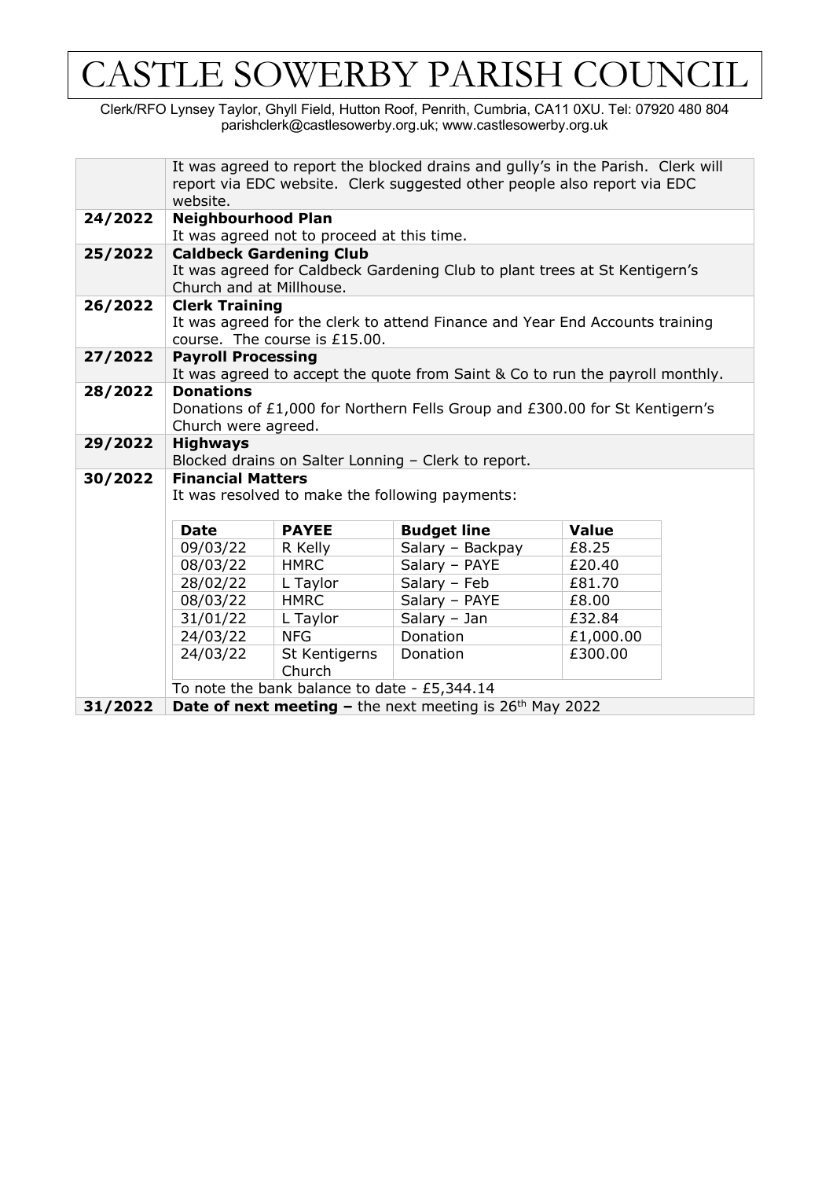# CASTLE SOWERBY PARISH COUNCIL

Clerk/RFO Lynsey Taylor, Ghyll Field, Hutton Roof, Penrith, Cumbria, CA11 0XU. Tel: 07920 480 804
parishclerk@castlesowerby.org.uk; www.castlesowerby.org.uk

| | |
|---|---|
| | It was agreed to report the blocked drains and gully's in the Parish. Clerk will report via EDC website. Clerk suggested other people also report via EDC website. |
| **24/2022** | **Neighbourhood Plan**<br>It was agreed not to proceed at this time. |
| **25/2022** | **Caldbeck Gardening Club**<br>It was agreed for Caldbeck Gardening Club to plant trees at St Kentigern's Church and at Millhouse. |
| **26/2022** | **Clerk Training**<br>It was agreed for the clerk to attend Finance and Year End Accounts training course. The course is £15.00. |
| **27/2022** | **Payroll Processing**<br>It was agreed to accept the quote from Saint & Co to run the payroll monthly. |
| **28/2022** | **Donations**<br>Donations of £1,000 for Northern Fells Group and £300.00 for St Kentigern's Church were agreed. |
| **29/2022** | **Highways**<br>Blocked drains on Salter Lonning – Clerk to report. |
| **30/2022** | **Financial Matters**<br>It was resolved to make the following payments: |

| Date | PAYEE | Budget line | Value |
|---|---|---|---|
| 09/03/22 | R Kelly | Salary – Backpay | £8.25 |
| 08/03/22 | HMRC | Salary – PAYE | £20.40 |
| 28/02/22 | L Taylor | Salary – Feb | £81.70 |
| 08/03/22 | HMRC | Salary – PAYE | £8.00 |
| 31/01/22 | L Taylor | Salary – Jan | £32.84 |
| 24/03/22 | NFG | Donation | £1,000.00 |
| 24/03/22 | St Kentigerns Church | Donation | £300.00 |

To note the bank balance to date - £5,344.14

| | |
|---|---|
| **31/2022** | **Date of next meeting –** the next meeting is 26th May 2022 |